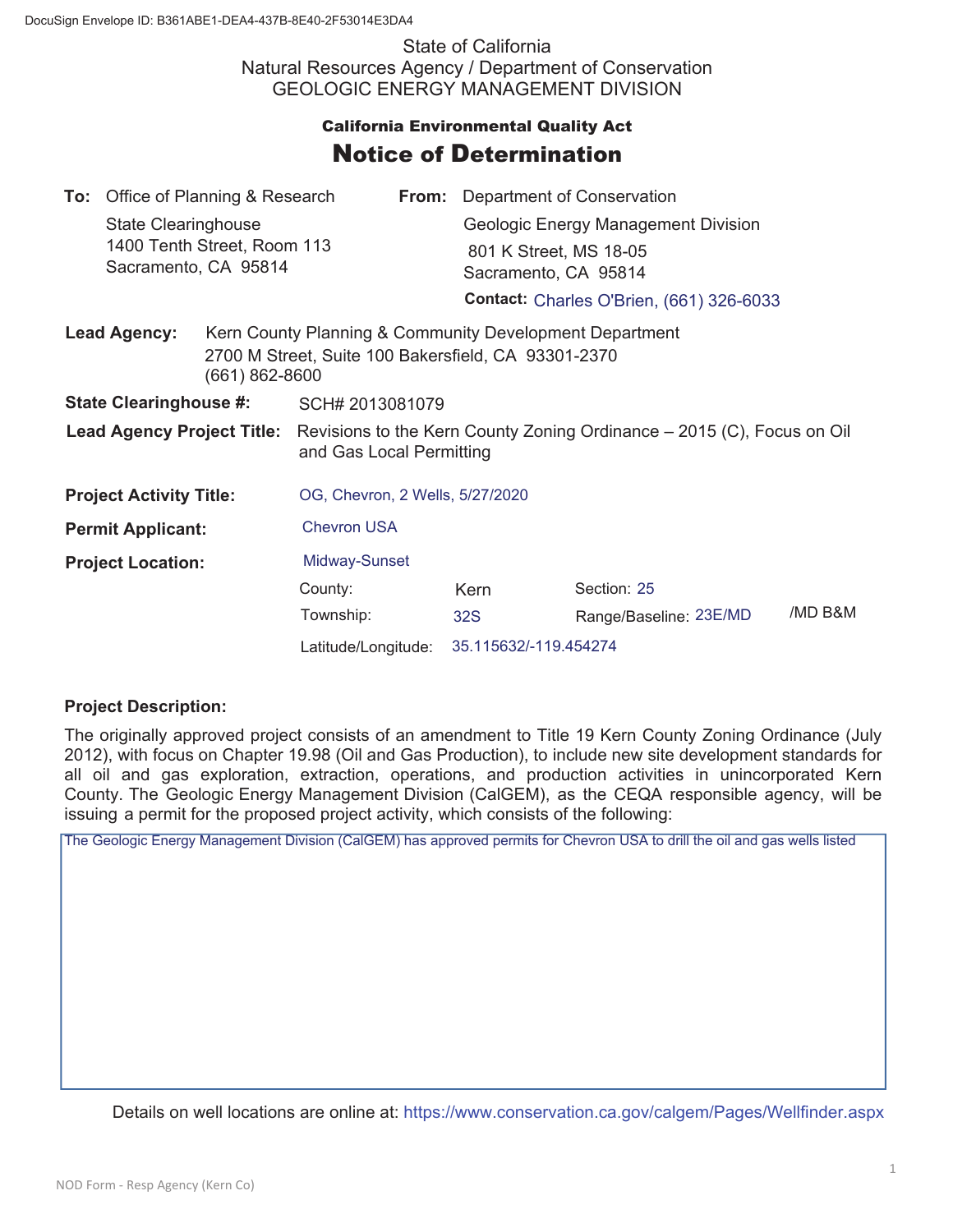DocuSign Envelope ID: B361ABE1-DEA4-437B-8E40-2F53014E3DA4

State of California
Natural Resources Agency / Department of Conservation
GEOLOGIC ENERGY MANAGEMENT DIVISION

**California Environmental Quality Act**

# Notice of Determination

**To:** Office of Planning & Research
State Clearinghouse
1400 Tenth Street, Room 113
Sacramento, CA 95814

**From:** Department of Conservation
Geologic Energy Management Division
801 K Street, MS 18-05
Sacramento, CA 95814

**Contact:** Charles O'Brien, (661) 326-6033

**Lead Agency:** Kern County Planning & Community Development Department
2700 M Street, Suite 100 Bakersfield, CA 93301-2370
(661) 862-8600

**State Clearinghouse #:** SCH# 2013081079

**Lead Agency Project Title:** Revisions to the Kern County Zoning Ordinance – 2015 (C), Focus on Oil and Gas Local Permitting

**Project Activity Title:** OG, Chevron, 2 Wells, 5/27/2020

**Permit Applicant:** Chevron USA

**Project Location:** Midway-Sunset

| | | | | |
|---|---|---|---|---|
| County: | Kern | Section: 25 | | |
| Township: | 32S | Range/Baseline: 23E/MD | /MD B&M | |
| Latitude/Longitude: | 35.115632/-119.454274 | | | |

**Project Description:**

The originally approved project consists of an amendment to Title 19 Kern County Zoning Ordinance (July 2012), with focus on Chapter 19.98 (Oil and Gas Production), to include new site development standards for all oil and gas exploration, extraction, operations, and production activities in unincorporated Kern County. The Geologic Energy Management Division (CalGEM), as the CEQA responsible agency, will be issuing a permit for the proposed project activity, which consists of the following:

The Geologic Energy Management Division (CalGEM) has approved permits for Chevron USA to drill the oil and gas wells listed

Details on well locations are online at: https://www.conservation.ca.gov/calgem/Pages/Wellfinder.aspx

NOD Form - Resp Agency (Kern Co)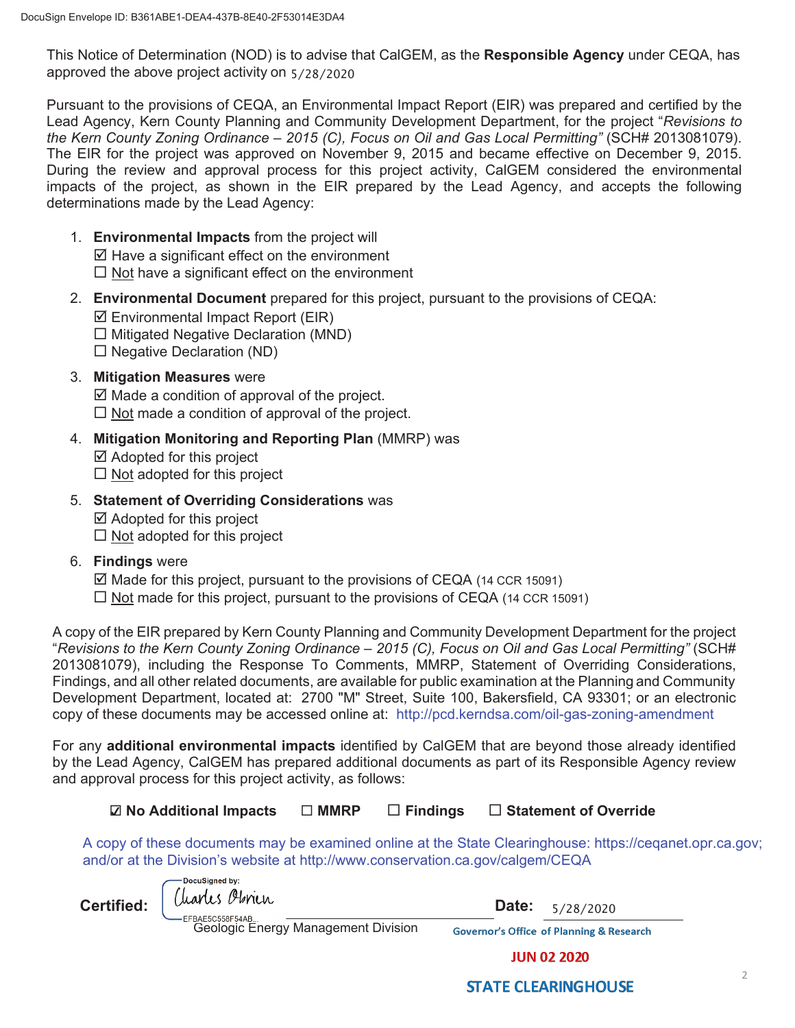This Notice of Determination (NOD) is to advise that CalGEM, as the **Responsible Agency** under CEQA, has approved the above project activity on 5/28/2020

Pursuant to the provisions of CEQA, an Environmental Impact Report (EIR) was prepared and certified by the Lead Agency, Kern County Planning and Community Development Department, for the project "*Revisions to the Kern County Zoning Ordinance – 2015 (C), Focus on Oil and Gas Local Permitting"* (SCH# 2013081079). The EIR for the project was approved on November 9, 2015 and became effective on December 9, 2015. During the review and approval process for this project activity, CalGEM considered the environmental impacts of the project, as shown in the EIR prepared by the Lead Agency, and accepts the following determinations made by the Lead Agency:

1. **Environmental Impacts** from the project will
   - ☑ Have a significant effect on the environment
   - ☐ Not have a significant effect on the environment
2. **Environmental Document** prepared for this project, pursuant to the provisions of CEQA:
   - ☑ Environmental Impact Report (EIR)
   - ☐ Mitigated Negative Declaration (MND)
   - ☐ Negative Declaration (ND)
3. **Mitigation Measures** were
   - ☑ Made a condition of approval of the project.
   - ☐ Not made a condition of approval of the project.
4. **Mitigation Monitoring and Reporting Plan** (MMRP) was
   - ☑ Adopted for this project
   - ☐ Not adopted for this project
5. **Statement of Overriding Considerations** was
   - ☑ Adopted for this project
   - ☐ Not adopted for this project
6. **Findings** were
   - ☑ Made for this project, pursuant to the provisions of CEQA (14 CCR 15091)
   - ☐ Not made for this project, pursuant to the provisions of CEQA (14 CCR 15091)

A copy of the EIR prepared by Kern County Planning and Community Development Department for the project "*Revisions to the Kern County Zoning Ordinance – 2015 (C), Focus on Oil and Gas Local Permitting"* (SCH# 2013081079), including the Response To Comments, MMRP, Statement of Overriding Considerations, Findings, and all other related documents, are available for public examination at the Planning and Community Development Department, located at: 2700 "M" Street, Suite 100, Bakersfield, CA 93301; or an electronic copy of these documents may be accessed online at: http://pcd.kerndsa.com/oil-gas-zoning-amendment

For any **additional environmental impacts** identified by CalGEM that are beyond those already identified by the Lead Agency, CalGEM has prepared additional documents as part of its Responsible Agency review and approval process for this project activity, as follows:

☑ **No Additional Impacts** ☐ **MMRP** ☐ **Findings** ☐ **Statement of Override**

A copy of these documents may be examined online at the State Clearinghouse: https://ceqanet.opr.ca.gov; and/or at the Division's website at http://www.conservation.ca.gov/calgem/CEQA

**Certified:** DocuSigned by: Charles Obrien
EFBAE5C558F54AB...
Geologic Energy Management Division

**Date:** 5/28/2020

Governor's Office of Planning & Research

JUN 02 2020

STATE CLEARINGHOUSE